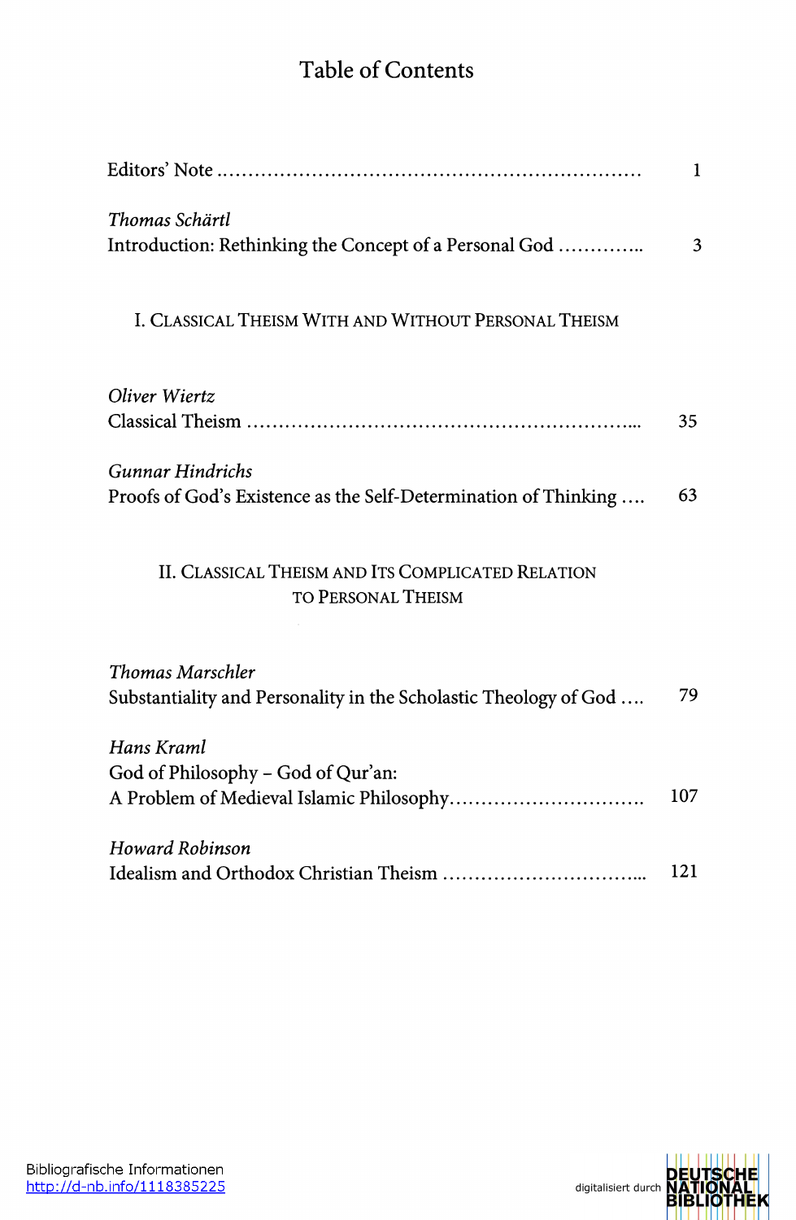# Table of Contents

Editors' Note ........................................................................ 1

*Thomas Schärtl*
Introduction: Rethinking the Concept of a Personal God .............. 3

## I. Classical Theism With and Without Personal Theism

*Oliver Wiertz*
Classical Theism ........................................................................ 35

*Gunnar Hindrichs*
Proofs of God's Existence as the Self-Determination of Thinking .... 63

## II. Classical Theism and Its Complicated Relation to Personal Theism

*Thomas Marschler*
Substantiality and Personality in the Scholastic Theology of God .... 79

*Hans Kraml*
God of Philosophy – God of Qur'an:
A Problem of Medieval Islamic Philosophy ................................ 107

*Howard Robinson*
Idealism and Orthodox Christian Theism .................................... 121

Bibliografische Informationen
http://d-nb.info/1118385225

digitalisiert durch DEUTSCHE NATIONAL BIBLIOTHEK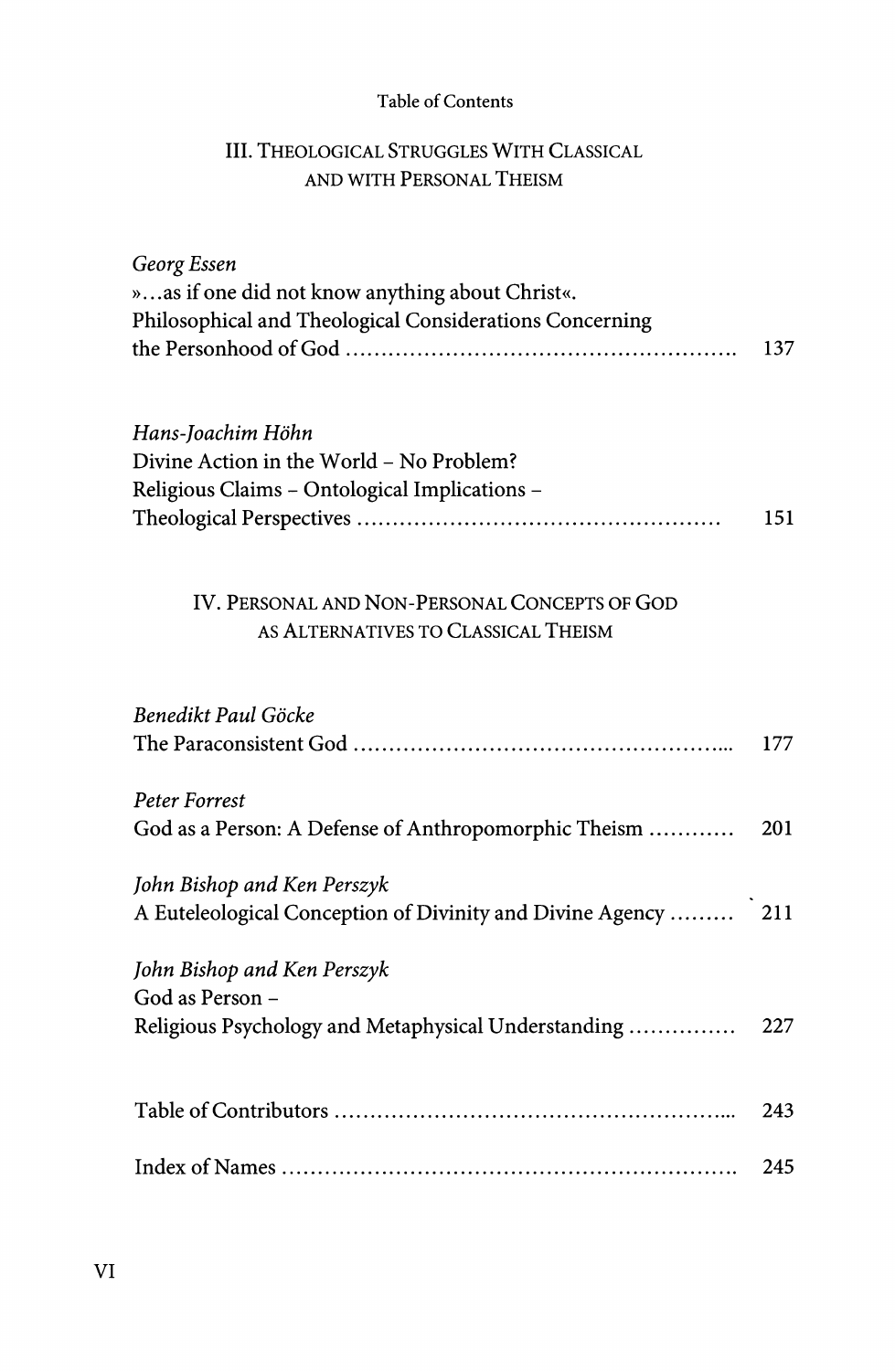# Table of Contents

## III. Theological Struggles With Classical and With Personal Theism

*Georg Essen*
»...as if one did not know anything about Christ«.
Philosophical and Theological Considerations Concerning the Personhood of God ..... 137

*Hans-Joachim Höhn*
Divine Action in the World – No Problem?
Religious Claims – Ontological Implications – Theological Perspectives ..... 151

## IV. Personal and Non-Personal Concepts of God as Alternatives to Classical Theism

*Benedikt Paul Göcke*
The Paraconsistent God ..... 177

*Peter Forrest*
God as a Person: A Defense of Anthropomorphic Theism ..... 201

*John Bishop and Ken Perszyk*
A Euteleological Conception of Divinity and Divine Agency ..... 211

*John Bishop and Ken Perszyk*
God as Person –
Religious Psychology and Metaphysical Understanding ..... 227

Table of Contributors ..... 243

Index of Names ..... 245